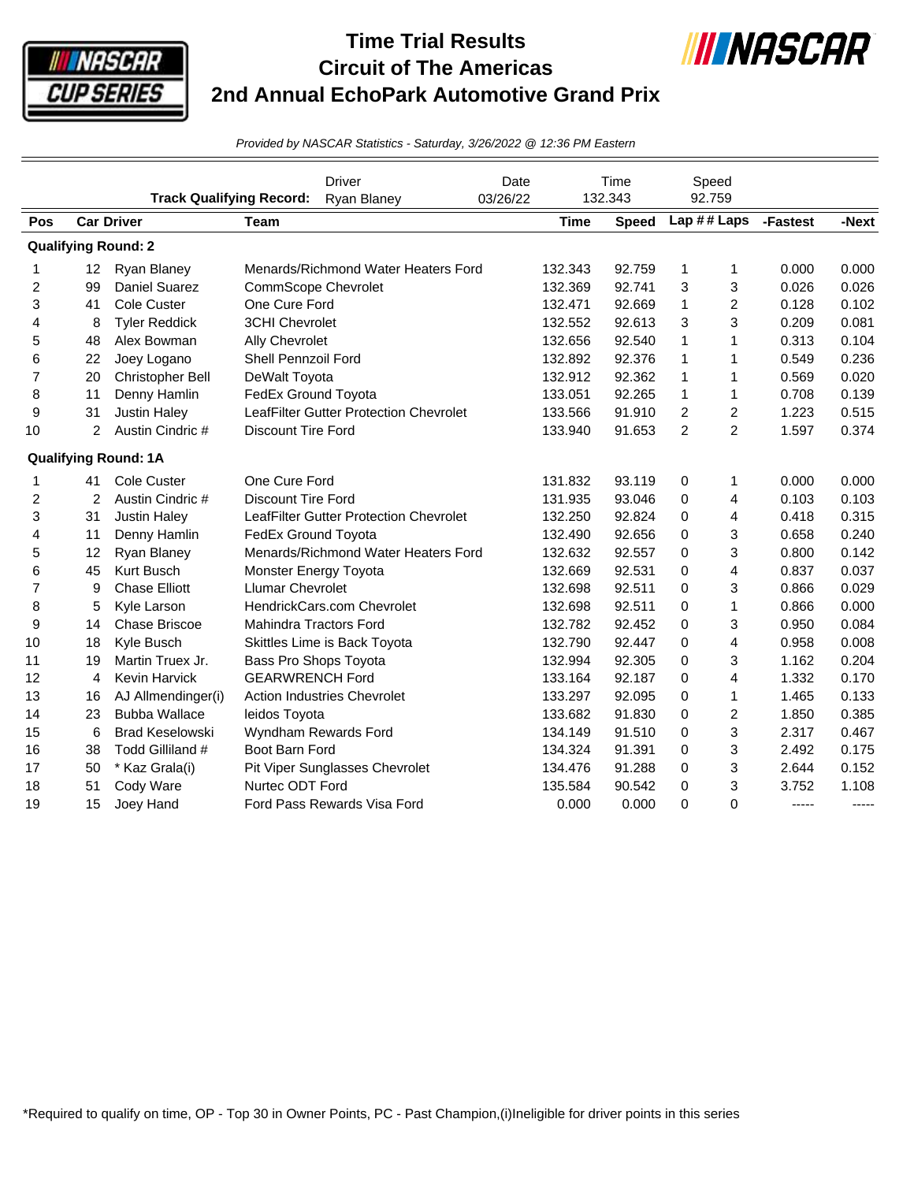# Time Trial Results
# Circuit of The Americas
# 2nd Annual EchoPark Automotive Grand Prix

*Provided by NASCAR Statistics - Saturday, 3/26/2022 @ 12:36 PM Eastern*

| | Driver | Date | Time | Speed |
|---|---|---|---|---|
| **Track Qualifying Record:** | Ryan Blaney | 03/26/22 | 132.343 | 92.759 |

| Pos | Car | Driver | Team | Time | Speed | Lap # | # Laps | -Fastest | -Next |
|---|---|---|---|---|---|---|---|---|---|
| **Qualifying Round: 2** | | | | | | | | | |
| 1 | 12 | Ryan Blaney | Menards/Richmond Water Heaters Ford | 132.343 | 92.759 | 1 | 1 | 0.000 | 0.000 |
| 2 | 99 | Daniel Suarez | CommScope Chevrolet | 132.369 | 92.741 | 3 | 3 | 0.026 | 0.026 |
| 3 | 41 | Cole Custer | One Cure Ford | 132.471 | 92.669 | 1 | 2 | 0.128 | 0.102 |
| 4 | 8 | Tyler Reddick | 3CHI Chevrolet | 132.552 | 92.613 | 3 | 3 | 0.209 | 0.081 |
| 5 | 48 | Alex Bowman | Ally Chevrolet | 132.656 | 92.540 | 1 | 1 | 0.313 | 0.104 |
| 6 | 22 | Joey Logano | Shell Pennzoil Ford | 132.892 | 92.376 | 1 | 1 | 0.549 | 0.236 |
| 7 | 20 | Christopher Bell | DeWalt Toyota | 132.912 | 92.362 | 1 | 1 | 0.569 | 0.020 |
| 8 | 11 | Denny Hamlin | FedEx Ground Toyota | 133.051 | 92.265 | 1 | 1 | 0.708 | 0.139 |
| 9 | 31 | Justin Haley | LeafFilter Gutter Protection Chevrolet | 133.566 | 91.910 | 2 | 2 | 1.223 | 0.515 |
| 10 | 2 | Austin Cindric # | Discount Tire Ford | 133.940 | 91.653 | 2 | 2 | 1.597 | 0.374 |
| **Qualifying Round: 1A** | | | | | | | | | |
| 1 | 41 | Cole Custer | One Cure Ford | 131.832 | 93.119 | 0 | 1 | 0.000 | 0.000 |
| 2 | 2 | Austin Cindric # | Discount Tire Ford | 131.935 | 93.046 | 0 | 4 | 0.103 | 0.103 |
| 3 | 31 | Justin Haley | LeafFilter Gutter Protection Chevrolet | 132.250 | 92.824 | 0 | 4 | 0.418 | 0.315 |
| 4 | 11 | Denny Hamlin | FedEx Ground Toyota | 132.490 | 92.656 | 0 | 3 | 0.658 | 0.240 |
| 5 | 12 | Ryan Blaney | Menards/Richmond Water Heaters Ford | 132.632 | 92.557 | 0 | 3 | 0.800 | 0.142 |
| 6 | 45 | Kurt Busch | Monster Energy Toyota | 132.669 | 92.531 | 0 | 4 | 0.837 | 0.037 |
| 7 | 9 | Chase Elliott | Llumar Chevrolet | 132.698 | 92.511 | 0 | 3 | 0.866 | 0.029 |
| 8 | 5 | Kyle Larson | HendrickCars.com Chevrolet | 132.698 | 92.511 | 0 | 1 | 0.866 | 0.000 |
| 9 | 14 | Chase Briscoe | Mahindra Tractors Ford | 132.782 | 92.452 | 0 | 3 | 0.950 | 0.084 |
| 10 | 18 | Kyle Busch | Skittles Lime is Back Toyota | 132.790 | 92.447 | 0 | 4 | 0.958 | 0.008 |
| 11 | 19 | Martin Truex Jr. | Bass Pro Shops Toyota | 132.994 | 92.305 | 0 | 3 | 1.162 | 0.204 |
| 12 | 4 | Kevin Harvick | GEARWRENCH Ford | 133.164 | 92.187 | 0 | 4 | 1.332 | 0.170 |
| 13 | 16 | AJ Allmendinger(i) | Action Industries Chevrolet | 133.297 | 92.095 | 0 | 1 | 1.465 | 0.133 |
| 14 | 23 | Bubba Wallace | leidos Toyota | 133.682 | 91.830 | 0 | 2 | 1.850 | 0.385 |
| 15 | 6 | Brad Keselowski | Wyndham Rewards Ford | 134.149 | 91.510 | 0 | 3 | 2.317 | 0.467 |
| 16 | 38 | Todd Gilliland # | Boot Barn Ford | 134.324 | 91.391 | 0 | 3 | 2.492 | 0.175 |
| 17 | 50 | * Kaz Grala(i) | Pit Viper Sunglasses Chevrolet | 134.476 | 91.288 | 0 | 3 | 2.644 | 0.152 |
| 18 | 51 | Cody Ware | Nurtec ODT Ford | 135.584 | 90.542 | 0 | 3 | 3.752 | 1.108 |
| 19 | 15 | Joey Hand | Ford Pass Rewards Visa Ford | 0.000 | 0.000 | 0 | 0 | ----- | ----- |

*Required to qualify on time, OP - Top 30 in Owner Points, PC - Past Champion,(i)Ineligible for driver points in this series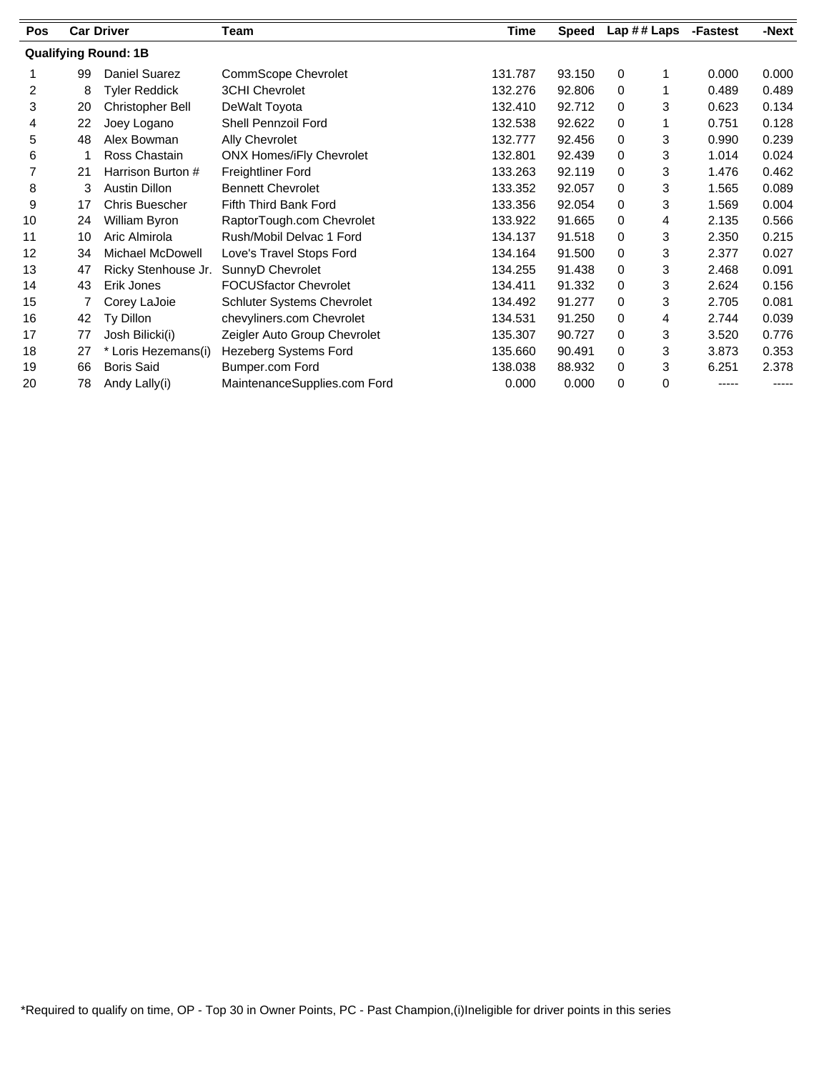| Pos | Car | Driver | Team | Time | Speed | Lap # | # Laps | -Fastest | -Next |
|---|---|---|---|---|---|---|---|---|---|
| **Qualifying Round: 1B** | | | | | | | | | |
| 1 | 99 | Daniel Suarez | CommScope Chevrolet | 131.787 | 93.150 | 0 | 1 | 0.000 | 0.000 |
| 2 | 8 | Tyler Reddick | 3CHI Chevrolet | 132.276 | 92.806 | 0 | 1 | 0.489 | 0.489 |
| 3 | 20 | Christopher Bell | DeWalt Toyota | 132.410 | 92.712 | 0 | 3 | 0.623 | 0.134 |
| 4 | 22 | Joey Logano | Shell Pennzoil Ford | 132.538 | 92.622 | 0 | 1 | 0.751 | 0.128 |
| 5 | 48 | Alex Bowman | Ally Chevrolet | 132.777 | 92.456 | 0 | 3 | 0.990 | 0.239 |
| 6 | 1 | Ross Chastain | ONX Homes/iFly Chevrolet | 132.801 | 92.439 | 0 | 3 | 1.014 | 0.024 |
| 7 | 21 | Harrison Burton # | Freightliner Ford | 133.263 | 92.119 | 0 | 3 | 1.476 | 0.462 |
| 8 | 3 | Austin Dillon | Bennett Chevrolet | 133.352 | 92.057 | 0 | 3 | 1.565 | 0.089 |
| 9 | 17 | Chris Buescher | Fifth Third Bank Ford | 133.356 | 92.054 | 0 | 3 | 1.569 | 0.004 |
| 10 | 24 | William Byron | RaptorTough.com Chevrolet | 133.922 | 91.665 | 0 | 4 | 2.135 | 0.566 |
| 11 | 10 | Aric Almirola | Rush/Mobil Delvac 1 Ford | 134.137 | 91.518 | 0 | 3 | 2.350 | 0.215 |
| 12 | 34 | Michael McDowell | Love's Travel Stops Ford | 134.164 | 91.500 | 0 | 3 | 2.377 | 0.027 |
| 13 | 47 | Ricky Stenhouse Jr. | SunnyD Chevrolet | 134.255 | 91.438 | 0 | 3 | 2.468 | 0.091 |
| 14 | 43 | Erik Jones | FOCUSfactor Chevrolet | 134.411 | 91.332 | 0 | 3 | 2.624 | 0.156 |
| 15 | 7 | Corey LaJoie | Schluter Systems Chevrolet | 134.492 | 91.277 | 0 | 3 | 2.705 | 0.081 |
| 16 | 42 | Ty Dillon | chevyliners.com Chevrolet | 134.531 | 91.250 | 0 | 4 | 2.744 | 0.039 |
| 17 | 77 | Josh Bilicki(i) | Zeigler Auto Group Chevrolet | 135.307 | 90.727 | 0 | 3 | 3.520 | 0.776 |
| 18 | 27 | * Loris Hezemans(i) | Hezeberg Systems Ford | 135.660 | 90.491 | 0 | 3 | 3.873 | 0.353 |
| 19 | 66 | Boris Said | Bumper.com Ford | 138.038 | 88.932 | 0 | 3 | 6.251 | 2.378 |
| 20 | 78 | Andy Lally(i) | MaintenanceSupplies.com Ford | 0.000 | 0.000 | 0 | 0 | ----- | ----- |

*Required to qualify on time, OP - Top 30 in Owner Points, PC - Past Champion,(i)Ineligible for driver points in this series